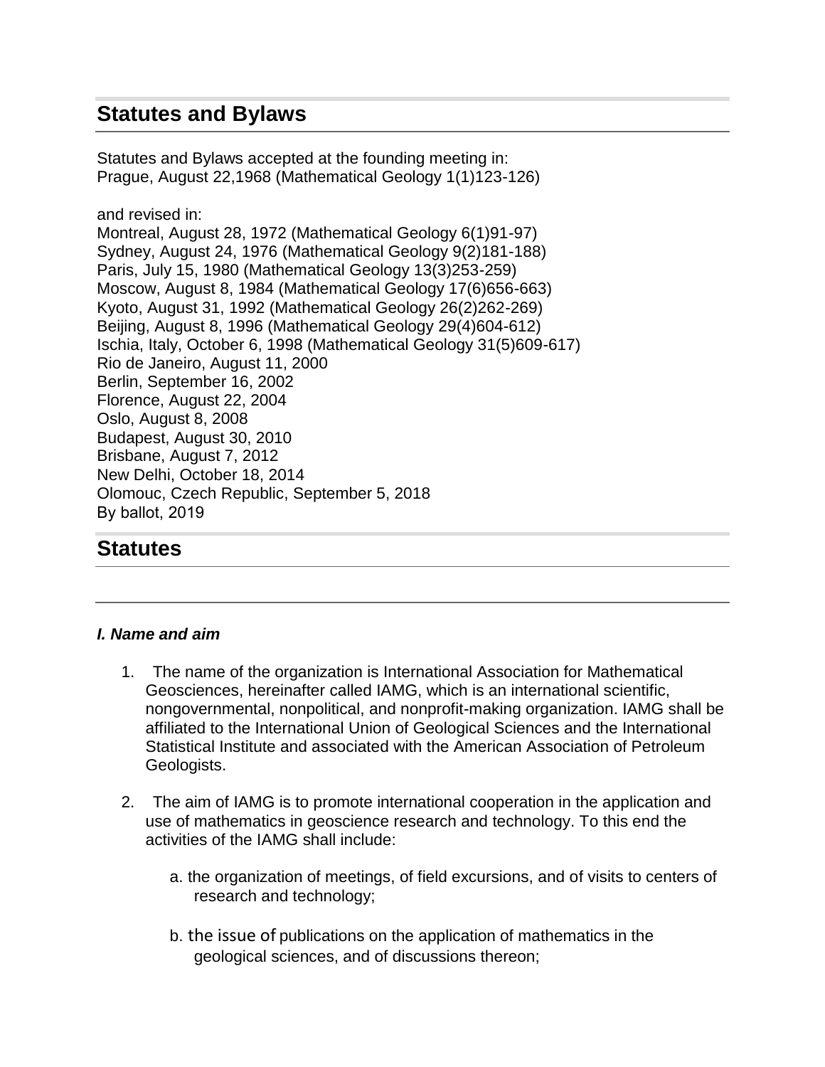# Statutes and Bylaws

Statutes and Bylaws accepted at the founding meeting in:
Prague, August 22,1968 (Mathematical Geology 1(1)123-126)

and revised in:
Montreal, August 28, 1972 (Mathematical Geology 6(1)91-97)
Sydney, August 24, 1976 (Mathematical Geology 9(2)181-188)
Paris, July 15, 1980 (Mathematical Geology 13(3)253-259)
Moscow, August 8, 1984 (Mathematical Geology 17(6)656-663)
Kyoto, August 31, 1992 (Mathematical Geology 26(2)262-269)
Beijing, August 8, 1996 (Mathematical Geology 29(4)604-612)
Ischia, Italy, October 6, 1998 (Mathematical Geology 31(5)609-617)
Rio de Janeiro, August 11, 2000
Berlin, September 16, 2002
Florence, August 22, 2004
Oslo, August 8, 2008
Budapest, August 30, 2010
Brisbane, August 7, 2012
New Delhi, October 18, 2014
Olomouc, Czech Republic, September 5, 2018
By ballot, 2019

## Statutes

### *I. Name and aim*

1. The name of the organization is International Association for Mathematical Geosciences, hereinafter called IAMG, which is an international scientific, nongovernmental, nonpolitical, and nonprofit-making organization. IAMG shall be affiliated to the International Union of Geological Sciences and the International Statistical Institute and associated with the American Association of Petroleum Geologists.

2. The aim of IAMG is to promote international cooperation in the application and use of mathematics in geoscience research and technology. To this end the activities of the IAMG shall include:

   a. the organization of meetings, of field excursions, and of visits to centers of research and technology;

   b. the issue of publications on the application of mathematics in the geological sciences, and of discussions thereon;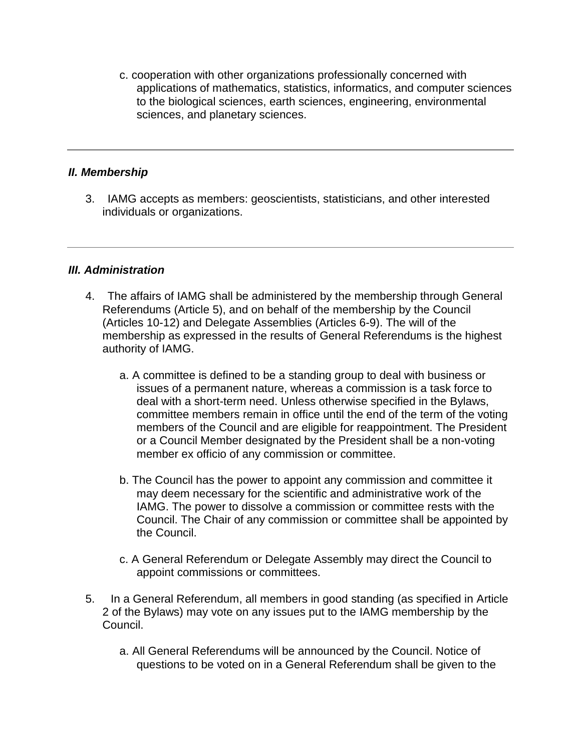c. cooperation with other organizations professionally concerned with applications of mathematics, statistics, informatics, and computer sciences to the biological sciences, earth sciences, engineering, environmental sciences, and planetary sciences.

---

### *II. Membership*

3. IAMG accepts as members: geoscientists, statisticians, and other interested individuals or organizations.

---

### *III. Administration*

4. The affairs of IAMG shall be administered by the membership through General Referendums (Article 5), and on behalf of the membership by the Council (Articles 10-12) and Delegate Assemblies (Articles 6-9). The will of the membership as expressed in the results of General Referendums is the highest authority of IAMG.

    a. A committee is defined to be a standing group to deal with business or issues of a permanent nature, whereas a commission is a task force to deal with a short-term need. Unless otherwise specified in the Bylaws, committee members remain in office until the end of the term of the voting members of the Council and are eligible for reappointment. The President or a Council Member designated by the President shall be a non-voting member ex officio of any commission or committee.

    b. The Council has the power to appoint any commission and committee it may deem necessary for the scientific and administrative work of the IAMG. The power to dissolve a commission or committee rests with the Council. The Chair of any commission or committee shall be appointed by the Council.

    c. A General Referendum or Delegate Assembly may direct the Council to appoint commissions or committees.

5. In a General Referendum, all members in good standing (as specified in Article 2 of the Bylaws) may vote on any issues put to the IAMG membership by the Council.

    a. All General Referendums will be announced by the Council. Notice of questions to be voted on in a General Referendum shall be given to the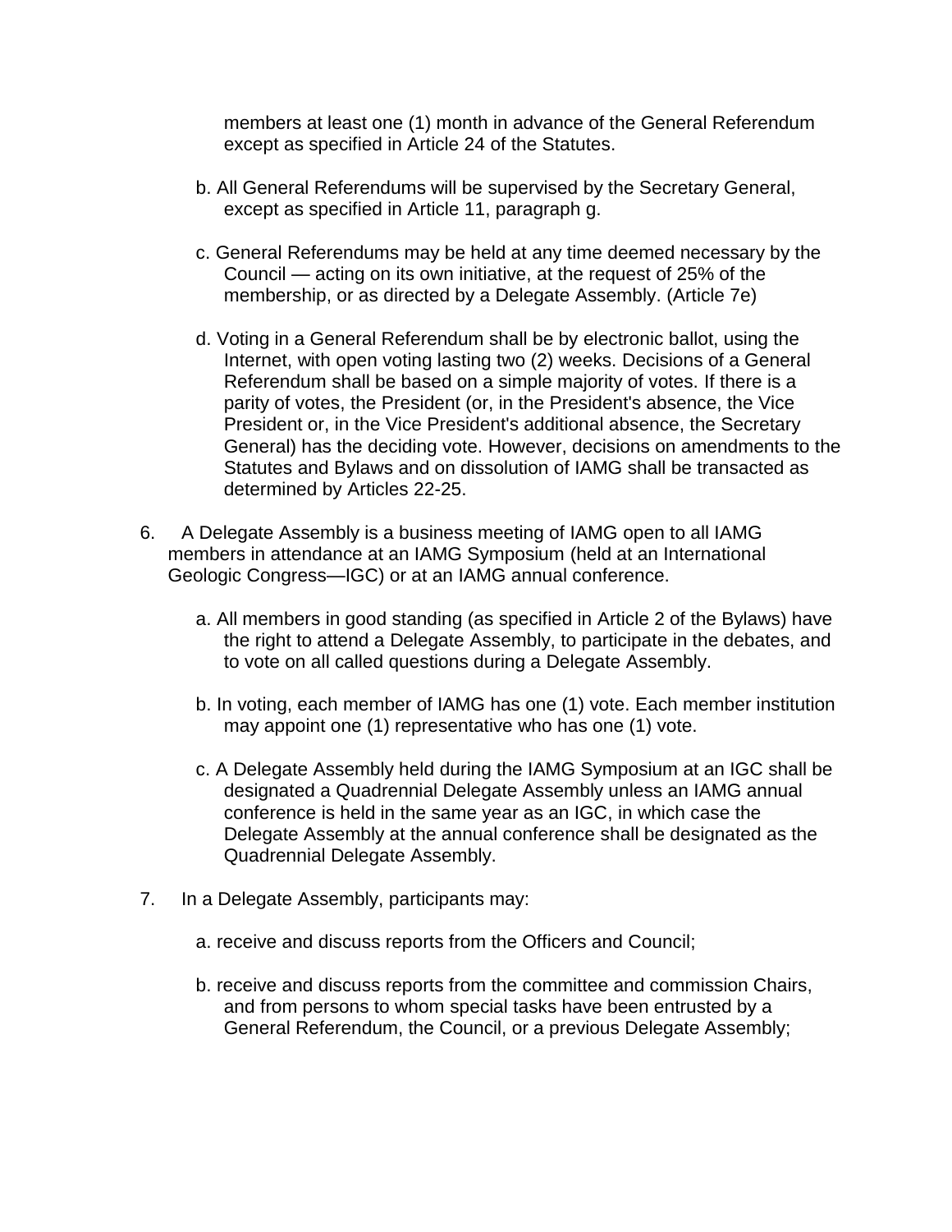members at least one (1) month in advance of the General Referendum except as specified in Article 24 of the Statutes.

b. All General Referendums will be supervised by the Secretary General, except as specified in Article 11, paragraph g.

c. General Referendums may be held at any time deemed necessary by the Council — acting on its own initiative, at the request of 25% of the membership, or as directed by a Delegate Assembly. (Article 7e)

d. Voting in a General Referendum shall be by electronic ballot, using the Internet, with open voting lasting two (2) weeks. Decisions of a General Referendum shall be based on a simple majority of votes. If there is a parity of votes, the President (or, in the President's absence, the Vice President or, in the Vice President's additional absence, the Secretary General) has the deciding vote. However, decisions on amendments to the Statutes and Bylaws and on dissolution of IAMG shall be transacted as determined by Articles 22-25.

6. A Delegate Assembly is a business meeting of IAMG open to all IAMG members in attendance at an IAMG Symposium (held at an International Geologic Congress—IGC) or at an IAMG annual conference.

   a. All members in good standing (as specified in Article 2 of the Bylaws) have the right to attend a Delegate Assembly, to participate in the debates, and to vote on all called questions during a Delegate Assembly.

   b. In voting, each member of IAMG has one (1) vote. Each member institution may appoint one (1) representative who has one (1) vote.

   c. A Delegate Assembly held during the IAMG Symposium at an IGC shall be designated a Quadrennial Delegate Assembly unless an IAMG annual conference is held in the same year as an IGC, in which case the Delegate Assembly at the annual conference shall be designated as the Quadrennial Delegate Assembly.

7. In a Delegate Assembly, participants may:

   a. receive and discuss reports from the Officers and Council;

   b. receive and discuss reports from the committee and commission Chairs, and from persons to whom special tasks have been entrusted by a General Referendum, the Council, or a previous Delegate Assembly;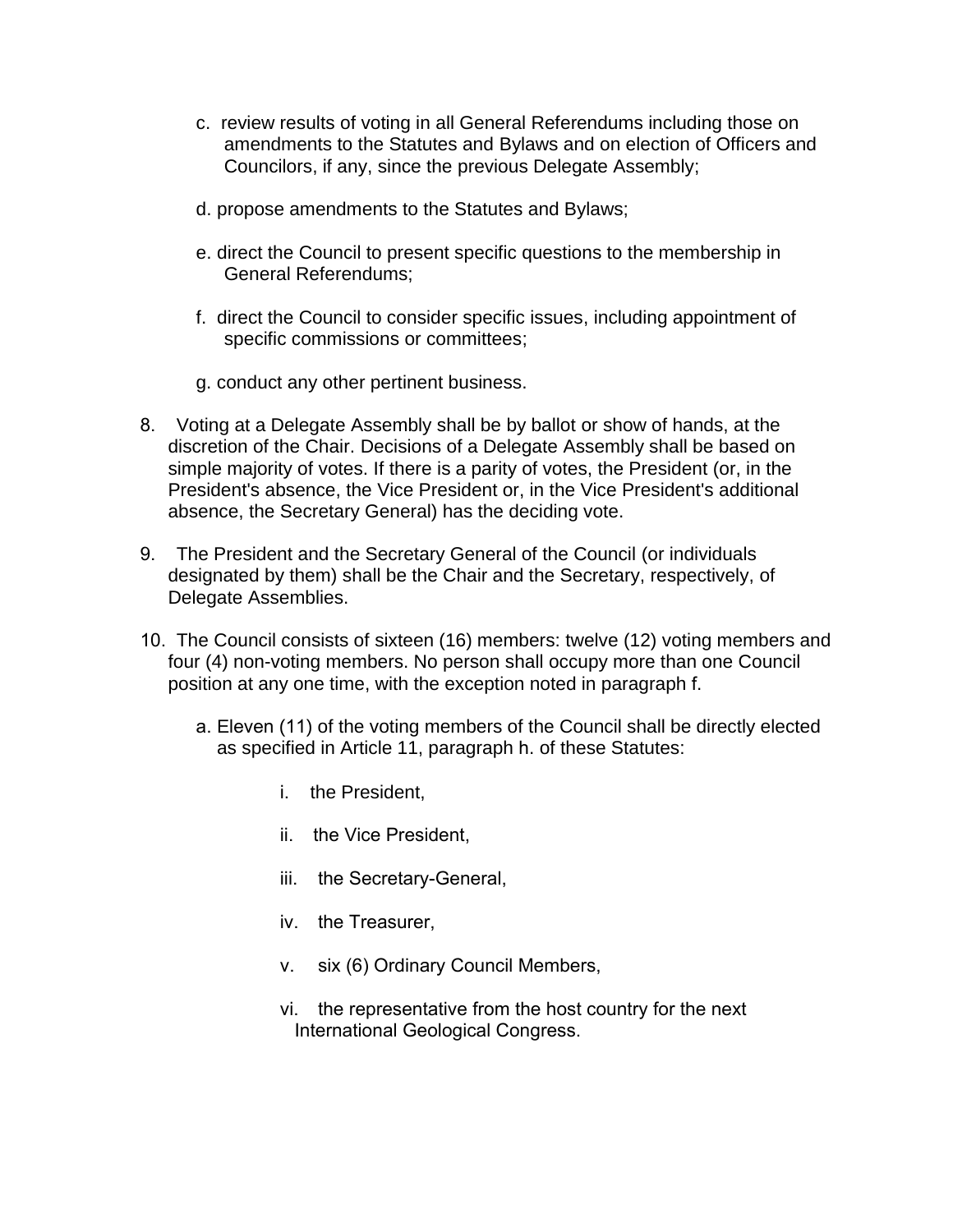c. review results of voting in all General Referendums including those on amendments to the Statutes and Bylaws and on election of Officers and Councilors, if any, since the previous Delegate Assembly;

d. propose amendments to the Statutes and Bylaws;

e. direct the Council to present specific questions to the membership in General Referendums;

f. direct the Council to consider specific issues, including appointment of specific commissions or committees;

g. conduct any other pertinent business.

8. Voting at a Delegate Assembly shall be by ballot or show of hands, at the discretion of the Chair. Decisions of a Delegate Assembly shall be based on simple majority of votes. If there is a parity of votes, the President (or, in the President's absence, the Vice President or, in the Vice President's additional absence, the Secretary General) has the deciding vote.

9. The President and the Secretary General of the Council (or individuals designated by them) shall be the Chair and the Secretary, respectively, of Delegate Assemblies.

10. The Council consists of sixteen (16) members: twelve (12) voting members and four (4) non-voting members. No person shall occupy more than one Council position at any one time, with the exception noted in paragraph f.

    a. Eleven (11) of the voting members of the Council shall be directly elected as specified in Article 11, paragraph h. of these Statutes:

        i. the President,

        ii. the Vice President,

        iii. the Secretary-General,

        iv. the Treasurer,

        v. six (6) Ordinary Council Members,

        vi. the representative from the host country for the next International Geological Congress.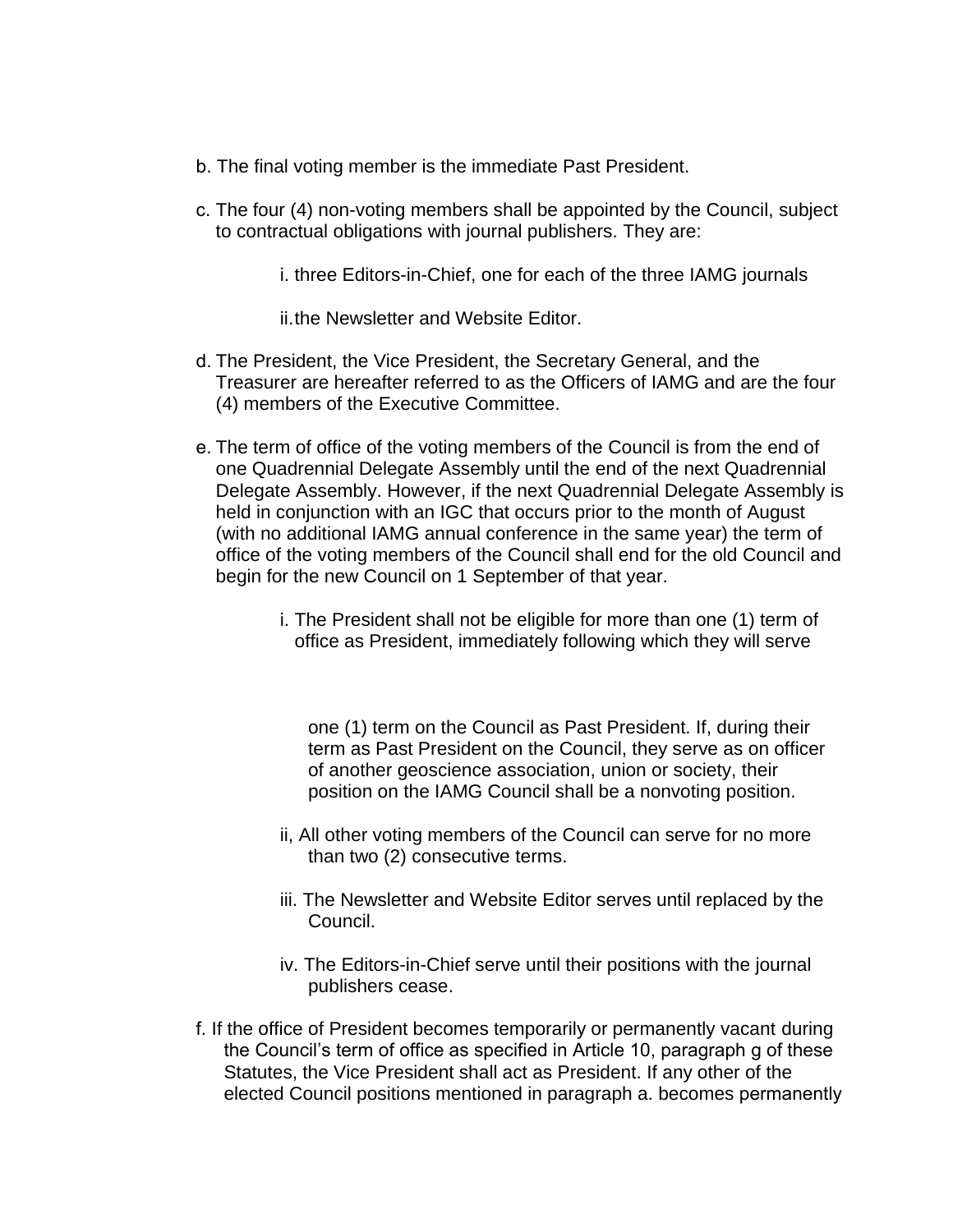b. The final voting member is the immediate Past President.

c. The four (4) non-voting members shall be appointed by the Council, subject to contractual obligations with journal publishers. They are:

   i. three Editors-in-Chief, one for each of the three IAMG journals

   ii. the Newsletter and Website Editor.

d. The President, the Vice President, the Secretary General, and the Treasurer are hereafter referred to as the Officers of IAMG and are the four (4) members of the Executive Committee.

e. The term of office of the voting members of the Council is from the end of one Quadrennial Delegate Assembly until the end of the next Quadrennial Delegate Assembly. However, if the next Quadrennial Delegate Assembly is held in conjunction with an IGC that occurs prior to the month of August (with no additional IAMG annual conference in the same year) the term of office of the voting members of the Council shall end for the old Council and begin for the new Council on 1 September of that year.

   i. The President shall not be eligible for more than one (1) term of office as President, immediately following which they will serve one (1) term on the Council as Past President. If, during their term as Past President on the Council, they serve as on officer of another geoscience association, union or society, their position on the IAMG Council shall be a nonvoting position.

   ii, All other voting members of the Council can serve for no more than two (2) consecutive terms.

   iii. The Newsletter and Website Editor serves until replaced by the Council.

   iv. The Editors-in-Chief serve until their positions with the journal publishers cease.

f. If the office of President becomes temporarily or permanently vacant during the Council's term of office as specified in Article 10, paragraph g of these Statutes, the Vice President shall act as President. If any other of the elected Council positions mentioned in paragraph a. becomes permanently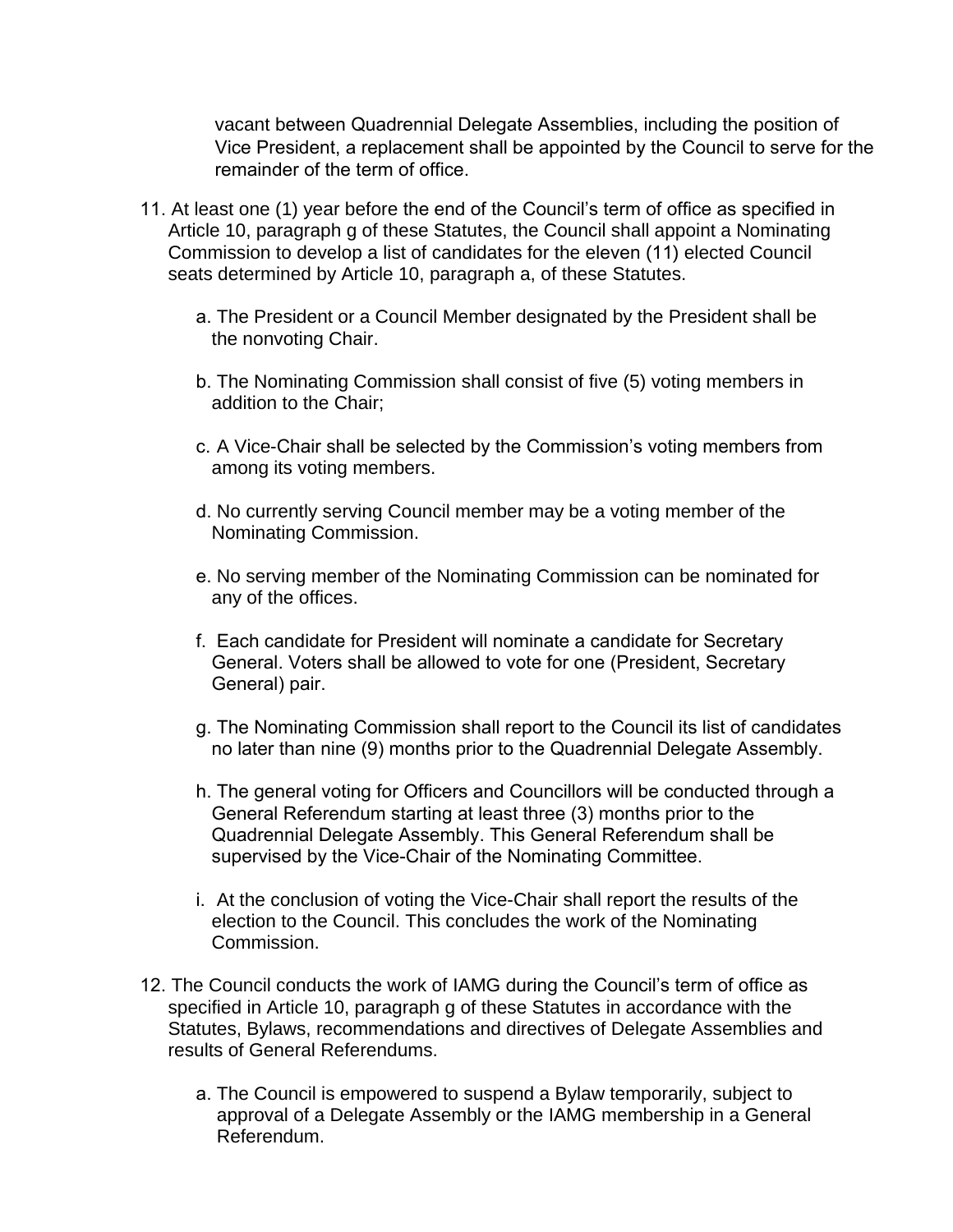vacant between Quadrennial Delegate Assemblies, including the position of Vice President, a replacement shall be appointed by the Council to serve for the remainder of the term of office.

11. At least one (1) year before the end of the Council's term of office as specified in Article 10, paragraph g of these Statutes, the Council shall appoint a Nominating Commission to develop a list of candidates for the eleven (11) elected Council seats determined by Article 10, paragraph a, of these Statutes.

    a. The President or a Council Member designated by the President shall be the nonvoting Chair.

    b. The Nominating Commission shall consist of five (5) voting members in addition to the Chair;

    c. A Vice-Chair shall be selected by the Commission's voting members from among its voting members.

    d. No currently serving Council member may be a voting member of the Nominating Commission.

    e. No serving member of the Nominating Commission can be nominated for any of the offices.

    f. Each candidate for President will nominate a candidate for Secretary General. Voters shall be allowed to vote for one (President, Secretary General) pair.

    g. The Nominating Commission shall report to the Council its list of candidates no later than nine (9) months prior to the Quadrennial Delegate Assembly.

    h. The general voting for Officers and Councillors will be conducted through a General Referendum starting at least three (3) months prior to the Quadrennial Delegate Assembly. This General Referendum shall be supervised by the Vice-Chair of the Nominating Committee.

    i. At the conclusion of voting the Vice-Chair shall report the results of the election to the Council. This concludes the work of the Nominating Commission.

12. The Council conducts the work of IAMG during the Council's term of office as specified in Article 10, paragraph g of these Statutes in accordance with the Statutes, Bylaws, recommendations and directives of Delegate Assemblies and results of General Referendums.

    a. The Council is empowered to suspend a Bylaw temporarily, subject to approval of a Delegate Assembly or the IAMG membership in a General Referendum.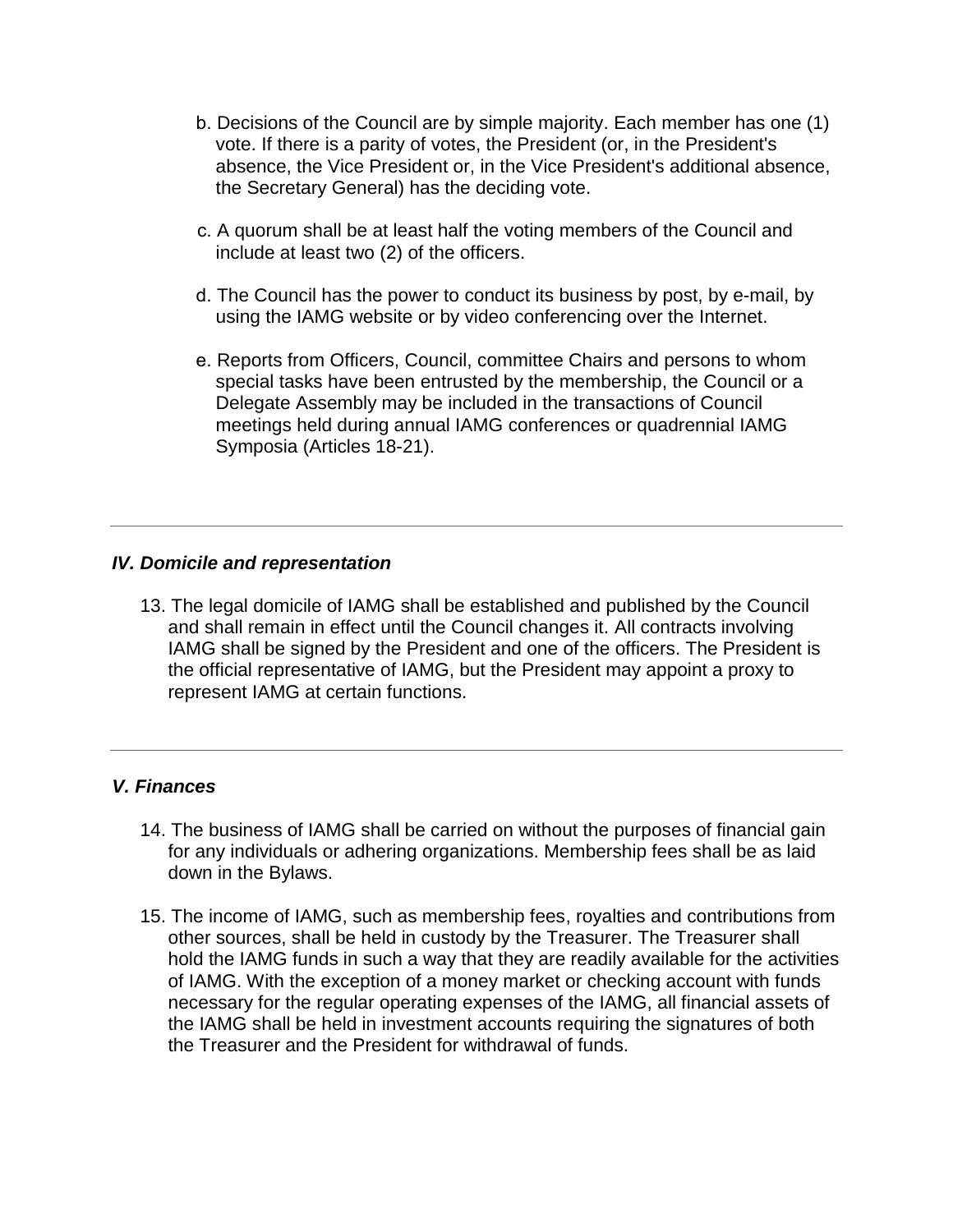b. Decisions of the Council are by simple majority. Each member has one (1) vote. If there is a parity of votes, the President (or, in the President's absence, the Vice President or, in the Vice President's additional absence, the Secretary General) has the deciding vote.

c. A quorum shall be at least half the voting members of the Council and include at least two (2) of the officers.

d. The Council has the power to conduct its business by post, by e-mail, by using the IAMG website or by video conferencing over the Internet.

e. Reports from Officers, Council, committee Chairs and persons to whom special tasks have been entrusted by the membership, the Council or a Delegate Assembly may be included in the transactions of Council meetings held during annual IAMG conferences or quadrennial IAMG Symposia (Articles 18-21).

---

### *IV. Domicile and representation*

13. The legal domicile of IAMG shall be established and published by the Council and shall remain in effect until the Council changes it. All contracts involving IAMG shall be signed by the President and one of the officers. The President is the official representative of IAMG, but the President may appoint a proxy to represent IAMG at certain functions.

---

### *V. Finances*

14. The business of IAMG shall be carried on without the purposes of financial gain for any individuals or adhering organizations. Membership fees shall be as laid down in the Bylaws.

15. The income of IAMG, such as membership fees, royalties and contributions from other sources, shall be held in custody by the Treasurer. The Treasurer shall hold the IAMG funds in such a way that they are readily available for the activities of IAMG. With the exception of a money market or checking account with funds necessary for the regular operating expenses of the IAMG, all financial assets of the IAMG shall be held in investment accounts requiring the signatures of both the Treasurer and the President for withdrawal of funds.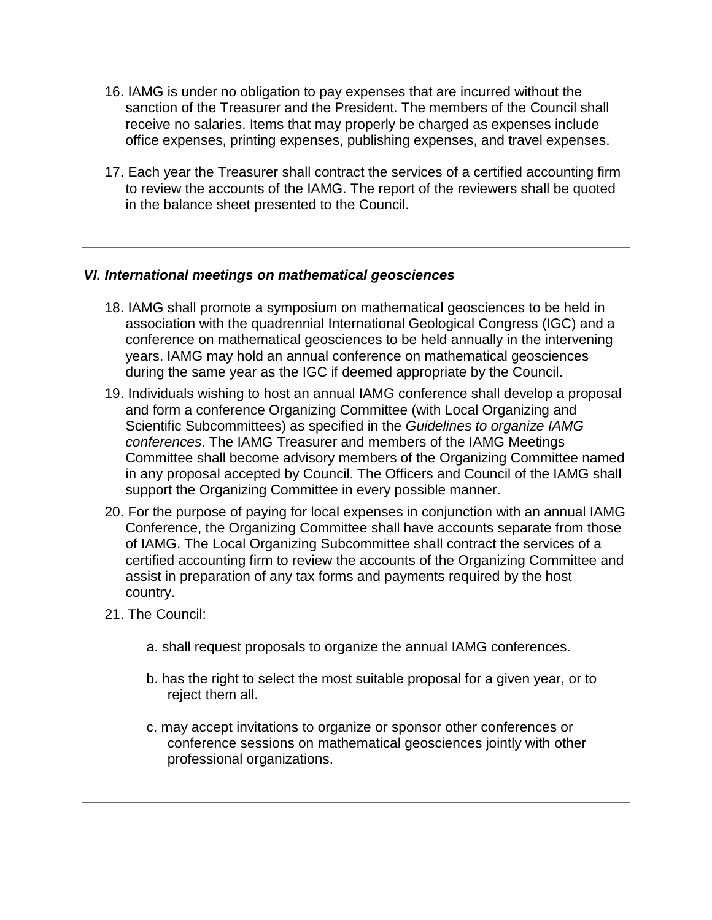16. IAMG is under no obligation to pay expenses that are incurred without the sanction of the Treasurer and the President. The members of the Council shall receive no salaries. Items that may properly be charged as expenses include office expenses, printing expenses, publishing expenses, and travel expenses.

17. Each year the Treasurer shall contract the services of a certified accounting firm to review the accounts of the IAMG. The report of the reviewers shall be quoted in the balance sheet presented to the Council.

---

### *VI. International meetings on mathematical geosciences*

18. IAMG shall promote a symposium on mathematical geosciences to be held in association with the quadrennial International Geological Congress (IGC) and a conference on mathematical geosciences to be held annually in the intervening years. IAMG may hold an annual conference on mathematical geosciences during the same year as the IGC if deemed appropriate by the Council.

19. Individuals wishing to host an annual IAMG conference shall develop a proposal and form a conference Organizing Committee (with Local Organizing and Scientific Subcommittees) as specified in the *Guidelines to organize IAMG conferences*. The IAMG Treasurer and members of the IAMG Meetings Committee shall become advisory members of the Organizing Committee named in any proposal accepted by Council. The Officers and Council of the IAMG shall support the Organizing Committee in every possible manner.

20. For the purpose of paying for local expenses in conjunction with an annual IAMG Conference, the Organizing Committee shall have accounts separate from those of IAMG. The Local Organizing Subcommittee shall contract the services of a certified accounting firm to review the accounts of the Organizing Committee and assist in preparation of any tax forms and payments required by the host country.

21. The Council:

    a. shall request proposals to organize the annual IAMG conferences.

    b. has the right to select the most suitable proposal for a given year, or to reject them all.

    c. may accept invitations to organize or sponsor other conferences or conference sessions on mathematical geosciences jointly with other professional organizations.

---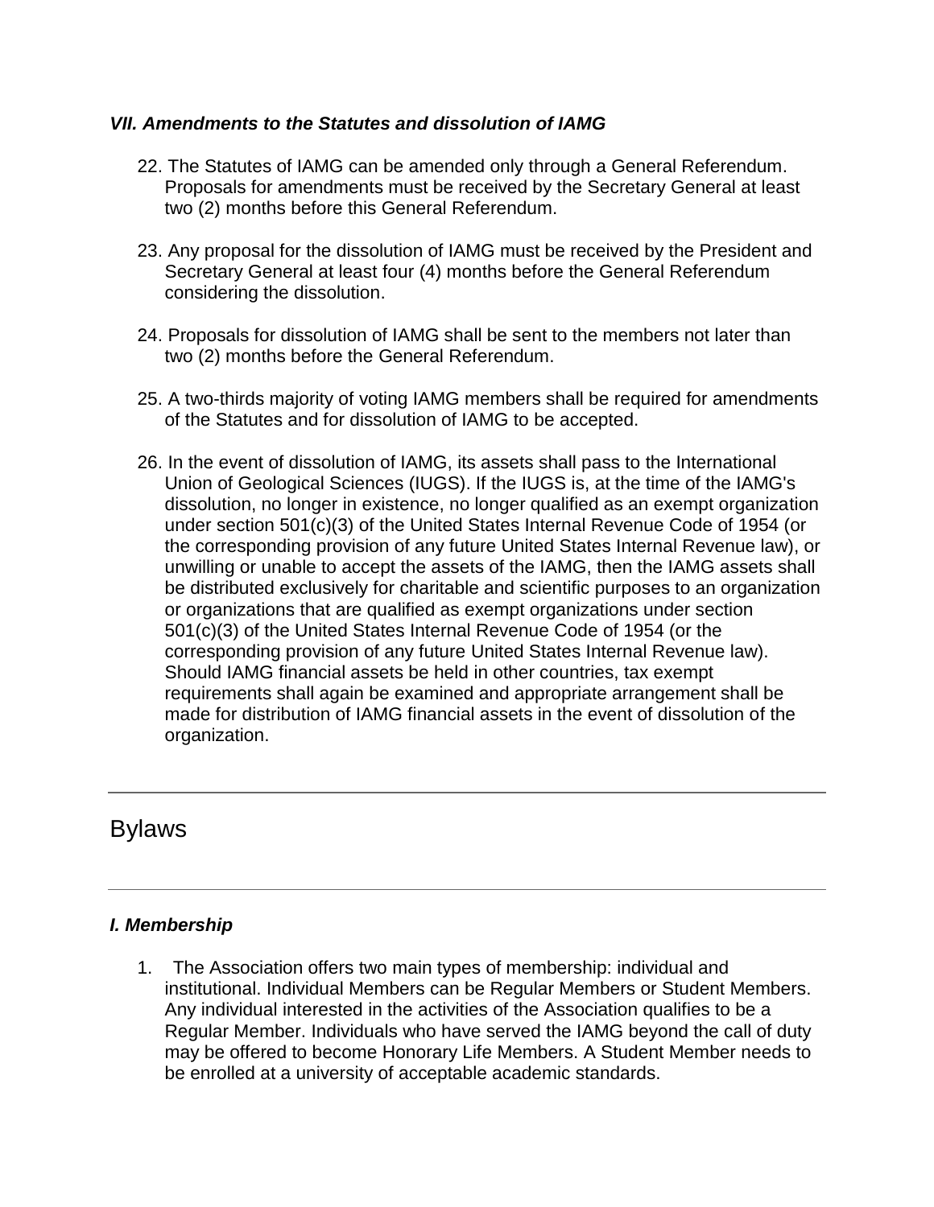### *VII. Amendments to the Statutes and dissolution of IAMG*

22. The Statutes of IAMG can be amended only through a General Referendum. Proposals for amendments must be received by the Secretary General at least two (2) months before this General Referendum.

23. Any proposal for the dissolution of IAMG must be received by the President and Secretary General at least four (4) months before the General Referendum considering the dissolution.

24. Proposals for dissolution of IAMG shall be sent to the members not later than two (2) months before the General Referendum.

25. A two-thirds majority of voting IAMG members shall be required for amendments of the Statutes and for dissolution of IAMG to be accepted.

26. In the event of dissolution of IAMG, its assets shall pass to the International Union of Geological Sciences (IUGS). If the IUGS is, at the time of the IAMG's dissolution, no longer in existence, no longer qualified as an exempt organization under section 501(c)(3) of the United States Internal Revenue Code of 1954 (or the corresponding provision of any future United States Internal Revenue law), or unwilling or unable to accept the assets of the IAMG, then the IAMG assets shall be distributed exclusively for charitable and scientific purposes to an organization or organizations that are qualified as exempt organizations under section 501(c)(3) of the United States Internal Revenue Code of 1954 (or the corresponding provision of any future United States Internal Revenue law). Should IAMG financial assets be held in other countries, tax exempt requirements shall again be examined and appropriate arrangement shall be made for distribution of IAMG financial assets in the event of dissolution of the organization.

---

## Bylaws

---

### *I. Membership*

1. The Association offers two main types of membership: individual and institutional. Individual Members can be Regular Members or Student Members. Any individual interested in the activities of the Association qualifies to be a Regular Member. Individuals who have served the IAMG beyond the call of duty may be offered to become Honorary Life Members. A Student Member needs to be enrolled at a university of acceptable academic standards.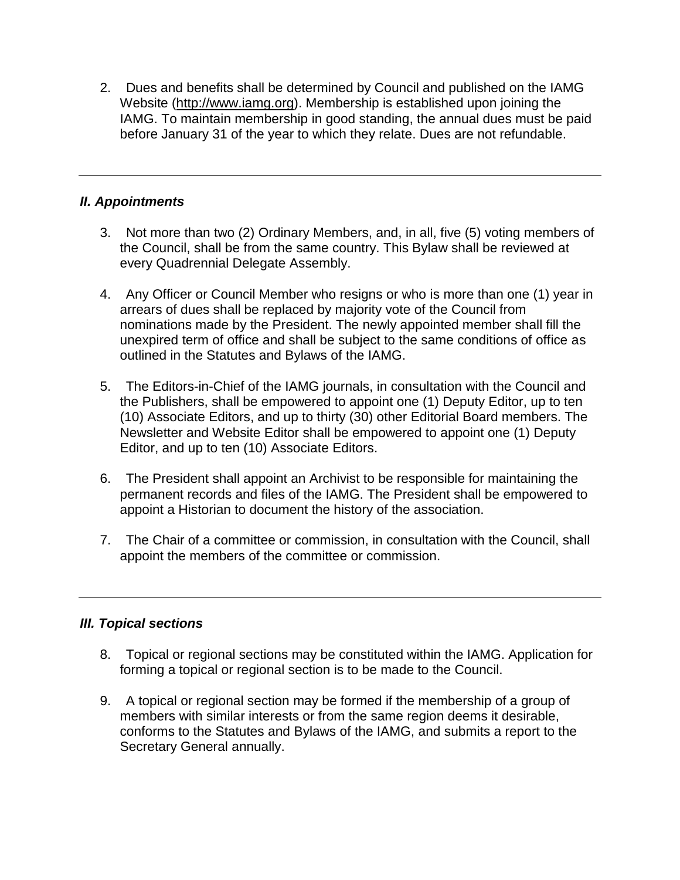2. Dues and benefits shall be determined by Council and published on the IAMG Website (http://www.iamg.org). Membership is established upon joining the IAMG. To maintain membership in good standing, the annual dues must be paid before January 31 of the year to which they relate. Dues are not refundable.

---

### *II. Appointments*

3. Not more than two (2) Ordinary Members, and, in all, five (5) voting members of the Council, shall be from the same country. This Bylaw shall be reviewed at every Quadrennial Delegate Assembly.

4. Any Officer or Council Member who resigns or who is more than one (1) year in arrears of dues shall be replaced by majority vote of the Council from nominations made by the President. The newly appointed member shall fill the unexpired term of office and shall be subject to the same conditions of office as outlined in the Statutes and Bylaws of the IAMG.

5. The Editors-in-Chief of the IAMG journals, in consultation with the Council and the Publishers, shall be empowered to appoint one (1) Deputy Editor, up to ten (10) Associate Editors, and up to thirty (30) other Editorial Board members. The Newsletter and Website Editor shall be empowered to appoint one (1) Deputy Editor, and up to ten (10) Associate Editors.

6. The President shall appoint an Archivist to be responsible for maintaining the permanent records and files of the IAMG. The President shall be empowered to appoint a Historian to document the history of the association.

7. The Chair of a committee or commission, in consultation with the Council, shall appoint the members of the committee or commission.

---

### *III. Topical sections*

8. Topical or regional sections may be constituted within the IAMG. Application for forming a topical or regional section is to be made to the Council.

9. A topical or regional section may be formed if the membership of a group of members with similar interests or from the same region deems it desirable, conforms to the Statutes and Bylaws of the IAMG, and submits a report to the Secretary General annually.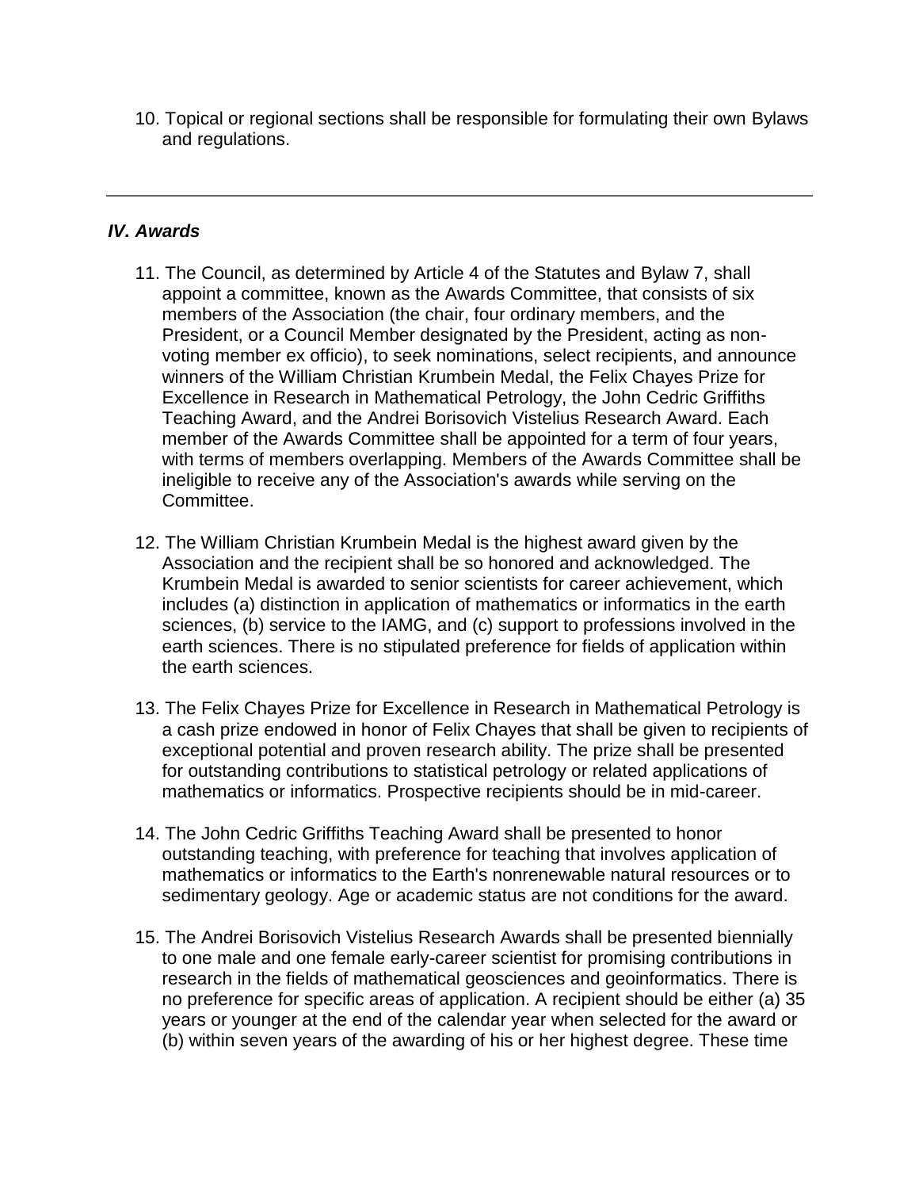10. Topical or regional sections shall be responsible for formulating their own Bylaws and regulations.

---

### *IV. Awards*

11. The Council, as determined by Article 4 of the Statutes and Bylaw 7, shall appoint a committee, known as the Awards Committee, that consists of six members of the Association (the chair, four ordinary members, and the President, or a Council Member designated by the President, acting as non-voting member ex officio), to seek nominations, select recipients, and announce winners of the William Christian Krumbein Medal, the Felix Chayes Prize for Excellence in Research in Mathematical Petrology, the John Cedric Griffiths Teaching Award, and the Andrei Borisovich Vistelius Research Award. Each member of the Awards Committee shall be appointed for a term of four years, with terms of members overlapping. Members of the Awards Committee shall be ineligible to receive any of the Association's awards while serving on the Committee.

12. The William Christian Krumbein Medal is the highest award given by the Association and the recipient shall be so honored and acknowledged. The Krumbein Medal is awarded to senior scientists for career achievement, which includes (a) distinction in application of mathematics or informatics in the earth sciences, (b) service to the IAMG, and (c) support to professions involved in the earth sciences. There is no stipulated preference for fields of application within the earth sciences.

13. The Felix Chayes Prize for Excellence in Research in Mathematical Petrology is a cash prize endowed in honor of Felix Chayes that shall be given to recipients of exceptional potential and proven research ability. The prize shall be presented for outstanding contributions to statistical petrology or related applications of mathematics or informatics. Prospective recipients should be in mid-career.

14. The John Cedric Griffiths Teaching Award shall be presented to honor outstanding teaching, with preference for teaching that involves application of mathematics or informatics to the Earth's nonrenewable natural resources or to sedimentary geology. Age or academic status are not conditions for the award.

15. The Andrei Borisovich Vistelius Research Awards shall be presented biennially to one male and one female early-career scientist for promising contributions in research in the fields of mathematical geosciences and geoinformatics. There is no preference for specific areas of application. A recipient should be either (a) 35 years or younger at the end of the calendar year when selected for the award or (b) within seven years of the awarding of his or her highest degree. These time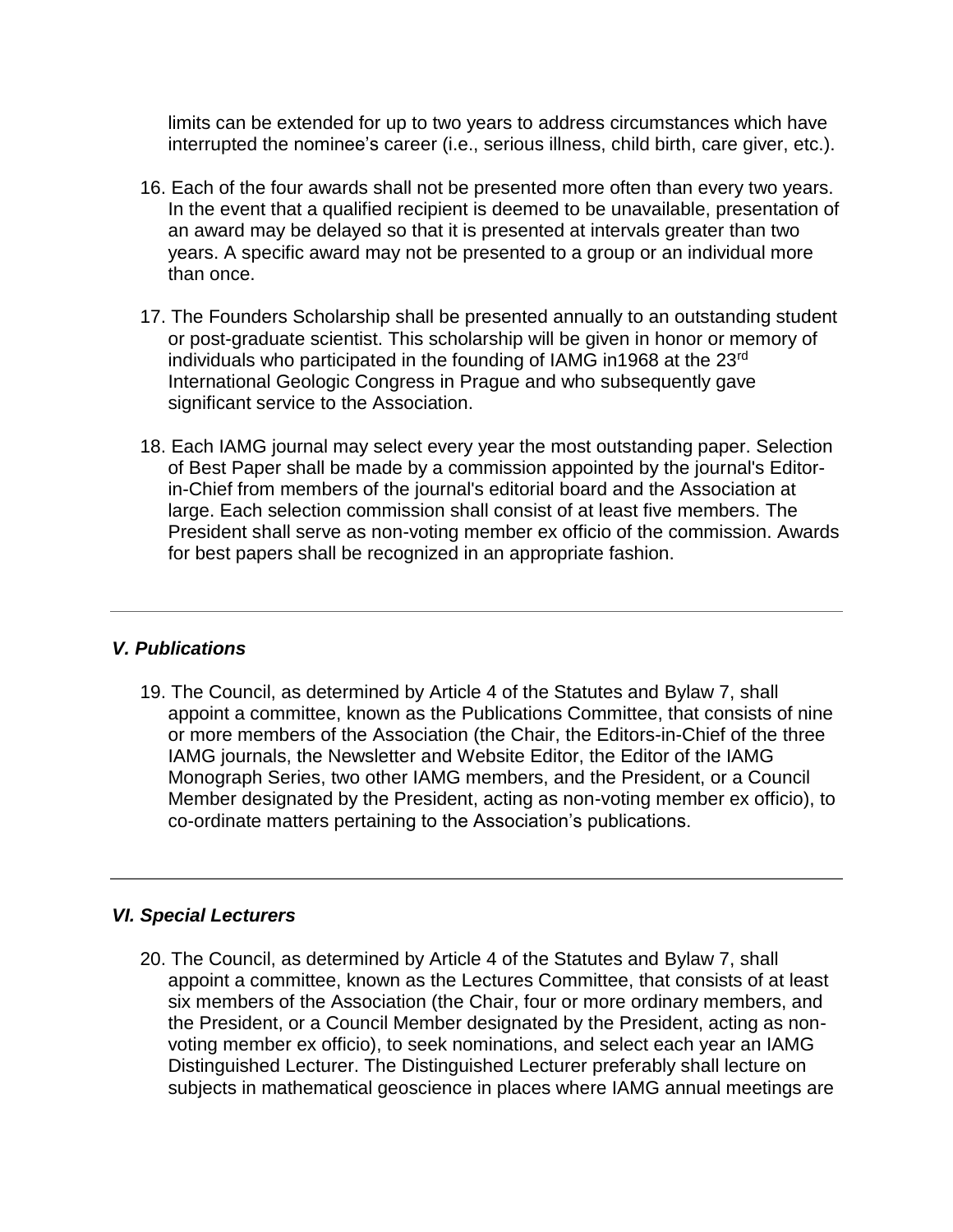limits can be extended for up to two years to address circumstances which have interrupted the nominee's career (i.e., serious illness, child birth, care giver, etc.).

16. Each of the four awards shall not be presented more often than every two years. In the event that a qualified recipient is deemed to be unavailable, presentation of an award may be delayed so that it is presented at intervals greater than two years. A specific award may not be presented to a group or an individual more than once.

17. The Founders Scholarship shall be presented annually to an outstanding student or post-graduate scientist. This scholarship will be given in honor or memory of individuals who participated in the founding of IAMG in1968 at the 23rd International Geologic Congress in Prague and who subsequently gave significant service to the Association.

18. Each IAMG journal may select every year the most outstanding paper. Selection of Best Paper shall be made by a commission appointed by the journal's Editor-in-Chief from members of the journal's editorial board and the Association at large. Each selection commission shall consist of at least five members. The President shall serve as non-voting member ex officio of the commission. Awards for best papers shall be recognized in an appropriate fashion.

---

### *V. Publications*

19. The Council, as determined by Article 4 of the Statutes and Bylaw 7, shall appoint a committee, known as the Publications Committee, that consists of nine or more members of the Association (the Chair, the Editors-in-Chief of the three IAMG journals, the Newsletter and Website Editor, the Editor of the IAMG Monograph Series, two other IAMG members, and the President, or a Council Member designated by the President, acting as non-voting member ex officio), to co-ordinate matters pertaining to the Association's publications.

---

### *VI. Special Lecturers*

20. The Council, as determined by Article 4 of the Statutes and Bylaw 7, shall appoint a committee, known as the Lectures Committee, that consists of at least six members of the Association (the Chair, four or more ordinary members, and the President, or a Council Member designated by the President, acting as non-voting member ex officio), to seek nominations, and select each year an IAMG Distinguished Lecturer. The Distinguished Lecturer preferably shall lecture on subjects in mathematical geoscience in places where IAMG annual meetings are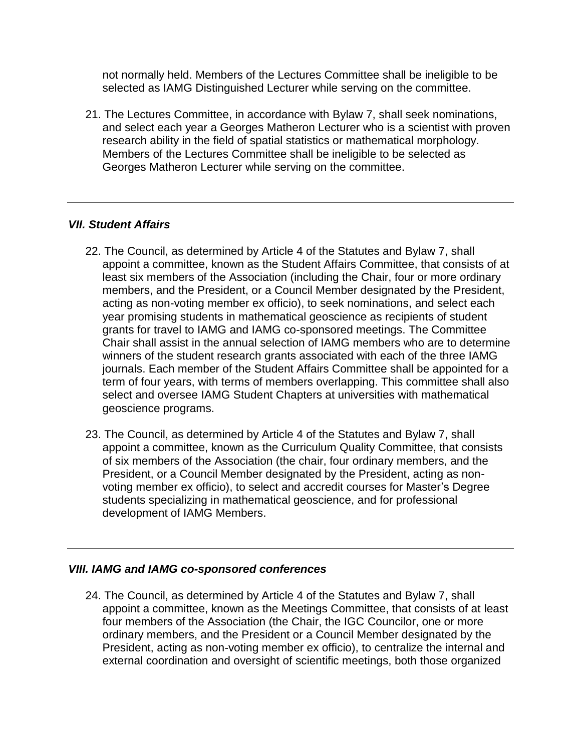not normally held. Members of the Lectures Committee shall be ineligible to be selected as IAMG Distinguished Lecturer while serving on the committee.

21. The Lectures Committee, in accordance with Bylaw 7, shall seek nominations, and select each year a Georges Matheron Lecturer who is a scientist with proven research ability in the field of spatial statistics or mathematical morphology. Members of the Lectures Committee shall be ineligible to be selected as Georges Matheron Lecturer while serving on the committee.

---

### *VII. Student Affairs*

22. The Council, as determined by Article 4 of the Statutes and Bylaw 7, shall appoint a committee, known as the Student Affairs Committee, that consists of at least six members of the Association (including the Chair, four or more ordinary members, and the President, or a Council Member designated by the President, acting as non-voting member ex officio), to seek nominations, and select each year promising students in mathematical geoscience as recipients of student grants for travel to IAMG and IAMG co-sponsored meetings. The Committee Chair shall assist in the annual selection of IAMG members who are to determine winners of the student research grants associated with each of the three IAMG journals. Each member of the Student Affairs Committee shall be appointed for a term of four years, with terms of members overlapping. This committee shall also select and oversee IAMG Student Chapters at universities with mathematical geoscience programs.

23. The Council, as determined by Article 4 of the Statutes and Bylaw 7, shall appoint a committee, known as the Curriculum Quality Committee, that consists of six members of the Association (the chair, four ordinary members, and the President, or a Council Member designated by the President, acting as non-voting member ex officio), to select and accredit courses for Master's Degree students specializing in mathematical geoscience, and for professional development of IAMG Members.

---

### *VIII. IAMG and IAMG co-sponsored conferences*

24. The Council, as determined by Article 4 of the Statutes and Bylaw 7, shall appoint a committee, known as the Meetings Committee, that consists of at least four members of the Association (the Chair, the IGC Councilor, one or more ordinary members, and the President or a Council Member designated by the President, acting as non-voting member ex officio), to centralize the internal and external coordination and oversight of scientific meetings, both those organized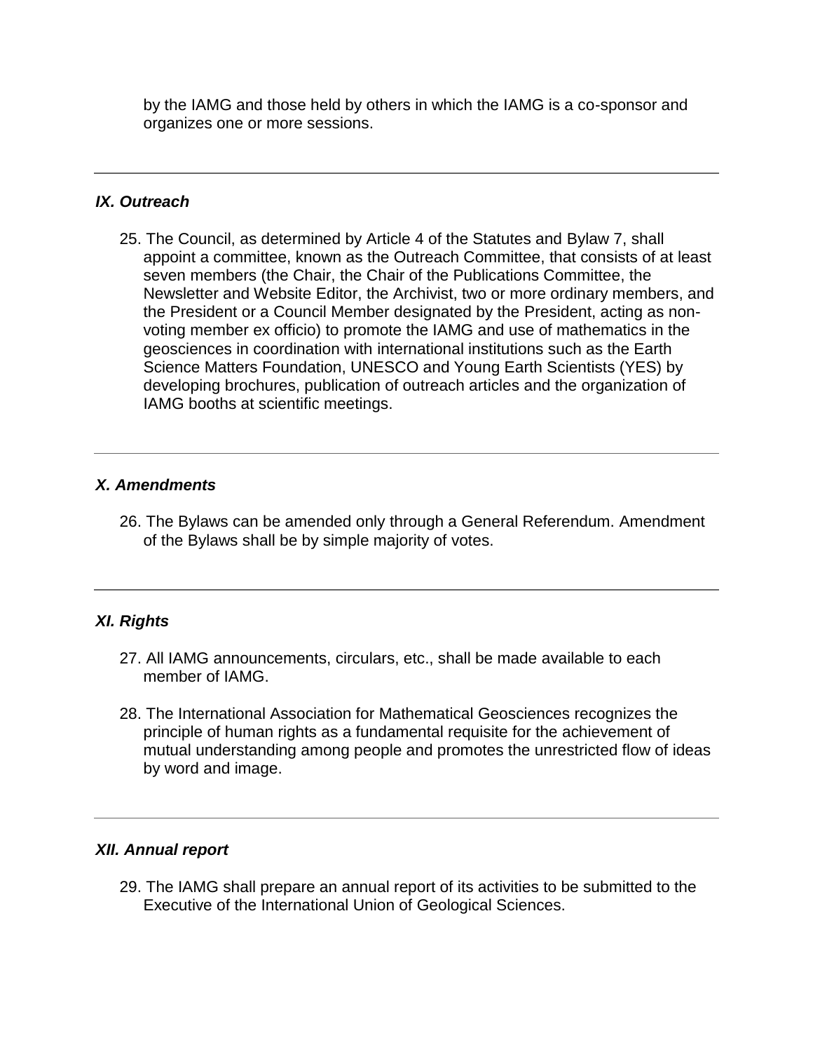by the IAMG and those held by others in which the IAMG is a co-sponsor and organizes one or more sessions.

---

### *IX. Outreach*

25. The Council, as determined by Article 4 of the Statutes and Bylaw 7, shall appoint a committee, known as the Outreach Committee, that consists of at least seven members (the Chair, the Chair of the Publications Committee, the Newsletter and Website Editor, the Archivist, two or more ordinary members, and the President or a Council Member designated by the President, acting as non-voting member ex officio) to promote the IAMG and use of mathematics in the geosciences in coordination with international institutions such as the Earth Science Matters Foundation, UNESCO and Young Earth Scientists (YES) by developing brochures, publication of outreach articles and the organization of IAMG booths at scientific meetings.

---

### *X. Amendments*

26. The Bylaws can be amended only through a General Referendum. Amendment of the Bylaws shall be by simple majority of votes.

---

### *XI. Rights*

27. All IAMG announcements, circulars, etc., shall be made available to each member of IAMG.

28. The International Association for Mathematical Geosciences recognizes the principle of human rights as a fundamental requisite for the achievement of mutual understanding among people and promotes the unrestricted flow of ideas by word and image.

---

### *XII. Annual report*

29. The IAMG shall prepare an annual report of its activities to be submitted to the Executive of the International Union of Geological Sciences.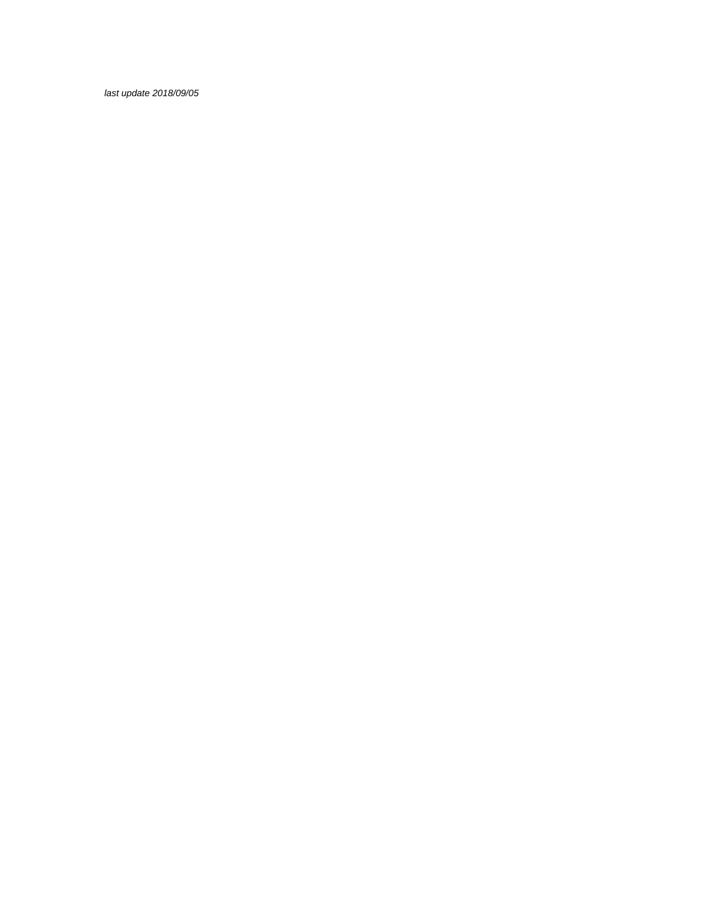*last update 2018/09/05*